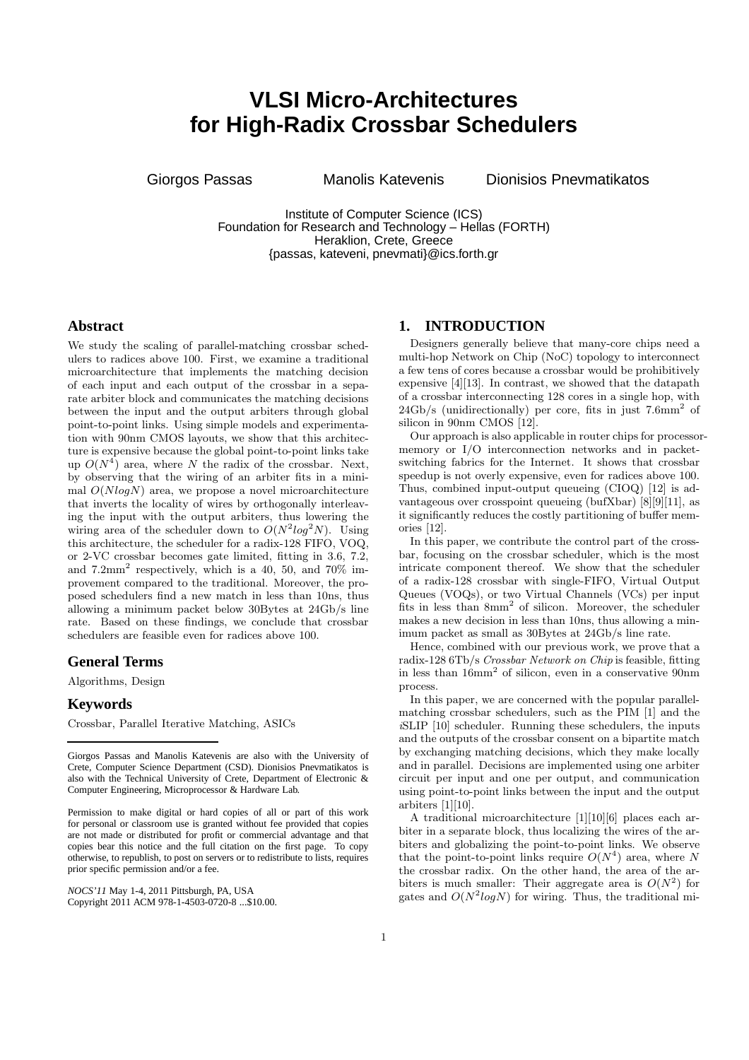# VLSI Micro-Architectures for High-Radix Crossbar Schedulers

Giorgos Passas  Manolis Katevenis  Dionisios Pnevmatikatos

Institute of Computer Science (ICS)
Foundation for Research and Technology – Hellas (FORTH)
Heraklion, Crete, Greece
{passas, kateveni, pnevmati}@ics.forth.gr

## Abstract

We study the scaling of parallel-matching crossbar schedulers to radices above 100. First, we examine a traditional microarchitecture that implements the matching decision of each input and each output of the crossbar in a separate arbiter block and communicates the matching decisions between the input and the output arbiters through global point-to-point links. Using simple models and experimentation with 90nm CMOS layouts, we show that this architecture is expensive because the global point-to-point links take up $O(N^4)$ area, where $N$ the radix of the crossbar. Next, by observing that the wiring of an arbiter fits in a minimal $O(NlogN)$ area, we propose a novel microarchitecture that inverts the locality of wires by orthogonally interleaving the input with the output arbiters, thus lowering the wiring area of the scheduler down to $O(N^2log^2N)$. Using this architecture, the scheduler for a radix-128 FIFO, VOQ, or 2-VC crossbar becomes gate limited, fitting in 3.6, 7.2, and 7.2mm$^2$ respectively, which is a 40, 50, and 70% improvement compared to the traditional. Moreover, the proposed schedulers find a new match in less than 10ns, thus allowing a minimum packet below 30Bytes at 24Gb/s line rate. Based on these findings, we conclude that crossbar schedulers are feasible even for radices above 100.

## General Terms

Algorithms, Design

## Keywords

Crossbar, Parallel Iterative Matching, ASICs

Giorgos Passas and Manolis Katevenis are also with the University of Crete, Computer Science Department (CSD). Dionisios Pnevmatikatos is also with the Technical University of Crete, Department of Electronic & Computer Engineering, Microprocessor & Hardware Lab.

Permission to make digital or hard copies of all or part of this work for personal or classroom use is granted without fee provided that copies are not made or distributed for profit or commercial advantage and that copies bear this notice and the full citation on the first page. To copy otherwise, to republish, to post on servers or to redistribute to lists, requires prior specific permission and/or a fee.

*NOCS'11* May 1-4, 2011 Pittsburgh, PA, USA
Copyright 2011 ACM 978-1-4503-0720-8 ...$10.00.

## 1. INTRODUCTION

Designers generally believe that many-core chips need a multi-hop Network on Chip (NoC) topology to interconnect a few tens of cores because a crossbar would be prohibitively expensive [4][13]. In contrast, we showed that the datapath of a crossbar interconnecting 128 cores in a single hop, with 24Gb/s (unidirectionally) per core, fits in just 7.6mm$^2$ of silicon in 90nm CMOS [12].

Our approach is also applicable in router chips for processor-memory or I/O interconnection networks and in packet-switching fabrics for the Internet. It shows that crossbar speedup is not overly expensive, even for radices above 100. Thus, combined input-output queueing (CIOQ) [12] is advantageous over crosspoint queueing (bufXbar) [8][9][11], as it significantly reduces the costly partitioning of buffer memories [12].

In this paper, we contribute the control part of the crossbar, focusing on the crossbar scheduler, which is the most intricate component thereof. We show that the scheduler of a radix-128 crossbar with single-FIFO, Virtual Output Queues (VOQs), or two Virtual Channels (VCs) per input fits in less than 8mm$^2$ of silicon. Moreover, the scheduler makes a new decision in less than 10ns, thus allowing a minimum packet as small as 30Bytes at 24Gb/s line rate.

Hence, combined with our previous work, we prove that a radix-128 6Tb/s *Crossbar Network on Chip* is feasible, fitting in less than 16mm$^2$ of silicon, even in a conservative 90nm process.

In this paper, we are concerned with the popular parallel-matching crossbar schedulers, such as the PIM [1] and the *i*SLIP [10] scheduler. Running these schedulers, the inputs and the outputs of the crossbar consent on a bipartite match by exchanging matching decisions, which they make locally and in parallel. Decisions are implemented using one arbiter circuit per input and one per output, and communication using point-to-point links between the input and the output arbiters [1][10].

A traditional microarchitecture [1][10][6] places each arbiter in a separate block, thus localizing the wires of the arbiters and globalizing the point-to-point links. We observe that the point-to-point links require $O(N^4)$ area, where $N$ the crossbar radix. On the other hand, the area of the arbiters is much smaller: Their aggregate area is $O(N^2)$ for gates and $O(N^2logN)$ for wiring. Thus, the traditional mi-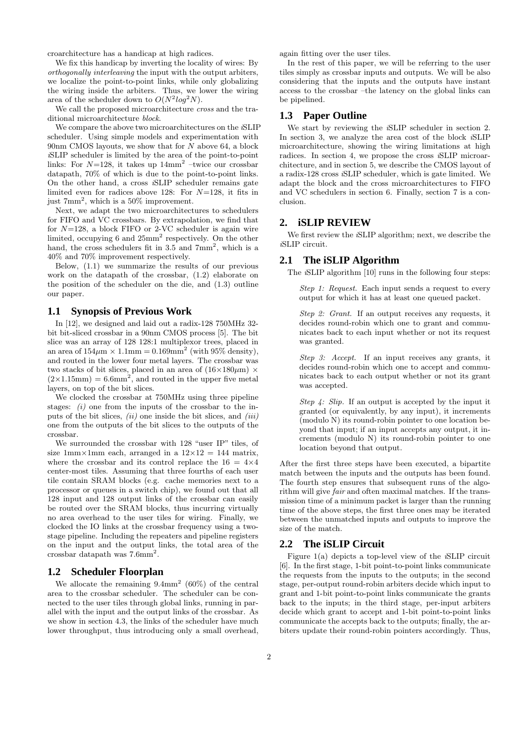croarchitecture has a handicap at high radices.

We fix this handicap by inverting the locality of wires: By *orthogonally interleaving* the input with the output arbiters, we localize the point-to-point links, while only globalizing the wiring inside the arbiters. Thus, we lower the wiring area of the scheduler down to $O(N^2 log^2 N)$.

We call the proposed microarchitecture *cross* and the traditional microarchitecture *block*.

We compare the above two microarchitectures on the *i*SLIP scheduler. Using simple models and experimentation with 90nm CMOS layouts, we show that for $N$ above 64, a block *i*SLIP scheduler is limited by the area of the point-to-point links: For $N$=128, it takes up 14mm$^2$ –twice our crossbar datapath, 70% of which is due to the point-to-point links. On the other hand, a cross *i*SLIP scheduler remains gate limited even for radices above 128: For $N$=128, it fits in just 7mm$^2$, which is a 50% improvement.

Next, we adapt the two microarchitectures to schedulers for FIFO and VC crossbars. By extrapolation, we find that for $N$=128, a block FIFO or 2-VC scheduler is again wire limited, occupying 6 and 25mm$^2$ respectively. On the other hand, the cross schedulers fit in 3.5 and 7mm$^2$, which is a 40% and 70% improvement respectively.

Below, (1.1) we summarize the results of our previous work on the datapath of the crossbar, (1.2) elaborate on the position of the scheduler on the die, and (1.3) outline our paper.

## 1.1 Synopsis of Previous Work

In [12], we designed and laid out a radix-128 750MHz 32-bit bit-sliced crossbar in a 90nm CMOS process [5]. The bit slice was an array of 128 128:1 multiplexor trees, placed in an area of $154\mu\text{m} \times 1.1\text{mm} = 0.169\text{mm}^2$ (with 95% density), and routed in the lower four metal layers. The crossbar was two stacks of bit slices, placed in an area of $(16{\times}180\mu\text{m}) \times (2{\times}1.15\text{mm}) = 6.6\text{mm}^2$, and routed in the upper five metal layers, on top of the bit slices.

We clocked the crossbar at 750MHz using three pipeline stages: *(i)* one from the inputs of the crossbar to the inputs of the bit slices, *(ii)* one inside the bit slices, and *(iii)* one from the outputs of the bit slices to the outputs of the crossbar.

We surrounded the crossbar with 128 "user IP" tiles, of size 1mm×1mm each, arranged in a $12{\times}12 = 144$ matrix, where the crossbar and its control replace the $16 = 4{\times}4$ center-most tiles. Assuming that three fourths of each user tile contain SRAM blocks (e.g. cache memories next to a processor or queues in a switch chip), we found out that all 128 input and 128 output links of the crossbar can easily be routed over the SRAM blocks, thus incurring virtually no area overhead to the user tiles for wiring. Finally, we clocked the IO links at the crossbar frequency using a two-stage pipeline. Including the repeaters and pipeline registers on the input and the output links, the total area of the crossbar datapath was 7.6mm$^2$.

## 1.2 Scheduler Floorplan

We allocate the remaining 9.4mm$^2$ (60%) of the central area to the crossbar scheduler. The scheduler can be connected to the user tiles through global links, running in parallel with the input and the output links of the crossbar. As we show in section 4.3, the links of the scheduler have much lower throughput, thus introducing only a small overhead, again fitting over the user tiles.

In the rest of this paper, we will be referring to the user tiles simply as crossbar inputs and outputs. We will be also considering that the inputs and the outputs have instant access to the crossbar –the latency on the global links can be pipelined.

## 1.3 Paper Outline

We start by reviewing the *i*SLIP scheduler in section 2. In section 3, we analyze the area cost of the block *i*SLIP microarchitecture, showing the wiring limitations at high radices. In section 4, we propose the cross *i*SLIP microarchitecture, and in section 5, we describe the CMOS layout of a radix-128 cross *i*SLIP scheduler, which is gate limited. We adapt the block and the cross microarchitectures to FIFO and VC schedulers in section 6. Finally, section 7 is a conclusion.

# 2. iSLIP REVIEW

We first review the *i*SLIP algorithm; next, we describe the *i*SLIP circuit.

## 2.1 The iSLIP Algorithm

The *i*SLIP algorithm [10] runs in the following four steps:

> *Step 1: Request.* Each input sends a request to every output for which it has at least one queued packet.
>
> *Step 2: Grant.* If an output receives any requests, it decides round-robin which one to grant and communicates back to each input whether or not its request was granted.
>
> *Step 3: Accept.* If an input receives any grants, it decides round-robin which one to accept and communicates back to each output whether or not its grant was accepted.
>
> *Step 4: Slip.* If an output is accepted by the input it granted (or equivalently, by any input), it increments (modulo N) its round-robin pointer to one location beyond that input; if an input accepts any output, it increments (modulo N) its round-robin pointer to one location beyond that output.

After the first three steps have been executed, a bipartite match between the inputs and the outputs has been found. The fourth step ensures that subsequent runs of the algorithm will give *fair* and often maximal matches. If the transmission time of a minimum packet is larger than the running time of the above steps, the first three ones may be iterated between the unmatched inputs and outputs to improve the size of the match.

## 2.2 The iSLIP Circuit

Figure 1(a) depicts a top-level view of the *i*SLIP circuit [6]. In the first stage, 1-bit point-to-point links communicate the requests from the inputs to the outputs; in the second stage, per-output round-robin arbiters decide which input to grant and 1-bit point-to-point links communicate the grants back to the inputs; in the third stage, per-input arbiters decide which grant to accept and 1-bit point-to-point links communicate the accepts back to the outputs; finally, the arbiters update their round-robin pointers accordingly. Thus,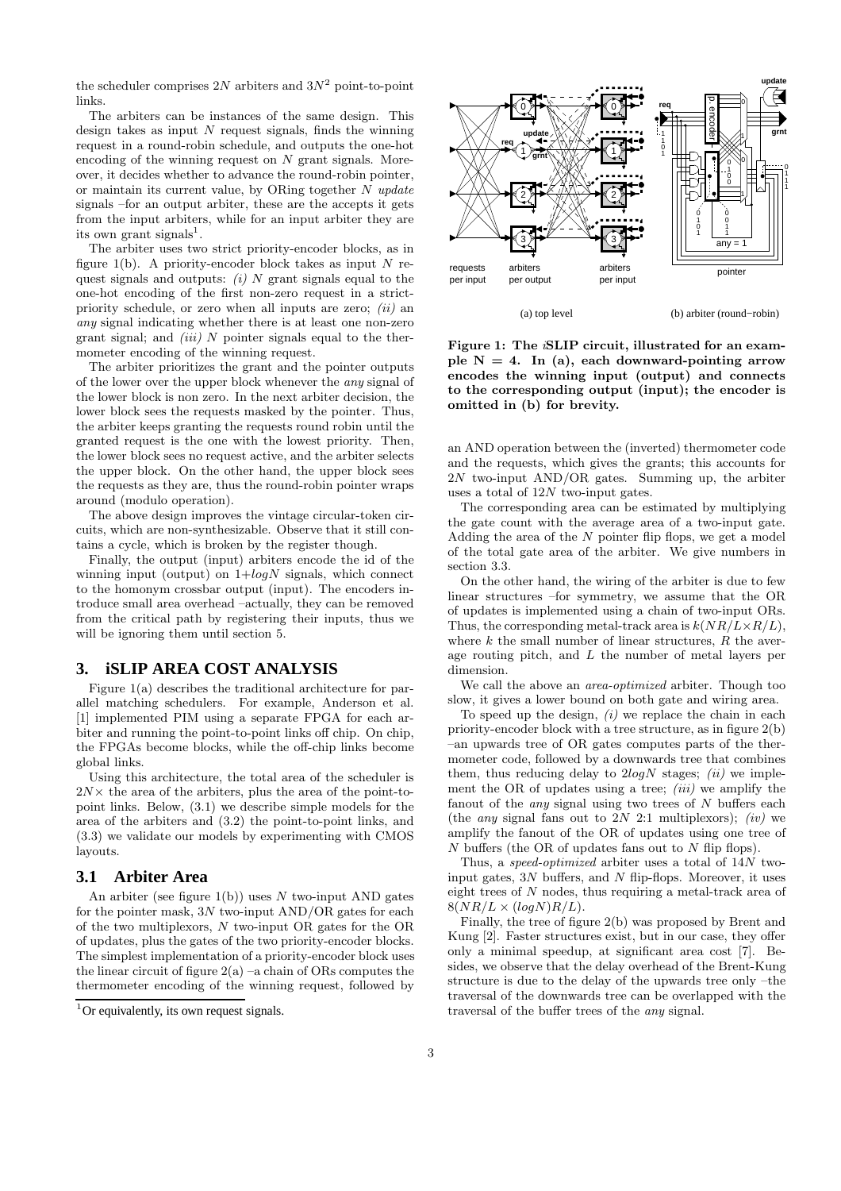the scheduler comprises $2N$ arbiters and $3N^2$ point-to-point links.

The arbiters can be instances of the same design. This design takes as input $N$ request signals, finds the winning request in a round-robin schedule, and outputs the one-hot encoding of the winning request on $N$ grant signals. Moreover, it decides whether to advance the round-robin pointer, or maintain its current value, by ORing together $N$ *update* signals –for an output arbiter, these are the accepts it gets from the input arbiters, while for an input arbiter they are its own grant signals[1].

The arbiter uses two strict priority-encoder blocks, as in figure 1(b). A priority-encoder block takes as input $N$ request signals and outputs: *(i)* $N$ grant signals equal to the one-hot encoding of the first non-zero request in a strict-priority schedule, or zero when all inputs are zero; *(ii)* an *any* signal indicating whether there is at least one non-zero grant signal; and *(iii)* $N$ pointer signals equal to the thermometer encoding of the winning request.

The arbiter prioritizes the grant and the pointer outputs of the lower over the upper block whenever the *any* signal of the lower block is non zero. In the next arbiter decision, the lower block sees the requests masked by the pointer. Thus, the arbiter keeps granting the requests round robin until the granted request is the one with the lowest priority. Then, the lower block sees no request active, and the arbiter selects the upper block. On the other hand, the upper block sees the requests as they are, thus the round-robin pointer wraps around (modulo operation).

The above design improves the vintage circular-token circuits, which are non-synthesizable. Observe that it still contains a cycle, which is broken by the register though.

Finally, the output (input) arbiters encode the id of the winning input (output) on $1+logN$ signals, which connect to the homonym crossbar output (input). The encoders introduce small area overhead –actually, they can be removed from the critical path by registering their inputs, thus we will be ignoring them until section 5.

## 3. iSLIP AREA COST ANALYSIS

Figure 1(a) describes the traditional architecture for parallel matching schedulers. For example, Anderson et al. [1] implemented PIM using a separate FPGA for each arbiter and running the point-to-point links off chip. On chip, the FPGAs become blocks, while the off-chip links become global links.

Using this architecture, the total area of the scheduler is $2N\times$ the area of the arbiters, plus the area of the point-to-point links. Below, (3.1) we describe simple models for the area of the arbiters and (3.2) the point-to-point links, and (3.3) we validate our models by experimenting with CMOS layouts.

### 3.1 Arbiter Area

An arbiter (see figure 1(b)) uses $N$ two-input AND gates for the pointer mask, $3N$ two-input AND/OR gates for each of the two multiplexors, $N$ two-input OR gates for the OR of updates, plus the gates of the two priority-encoder blocks. The simplest implementation of a priority-encoder block uses the linear circuit of figure 2(a) –a chain of ORs computes the thermometer encoding of the winning request, followed by

[1] Or equivalently, its own request signals.

update
req
grnt
0
1
2
3
requests per input
arbiters per output
arbiters per input
(a) top level
req
p. encoder
grnt
any = 1
pointer
(b) arbiter (round−robin)

**Figure 1: The iSLIP circuit, illustrated for an example N = 4. In (a), each downward-pointing arrow encodes the winning input (output) and connects to the corresponding output (input); the encoder is omitted in (b) for brevity.**

an AND operation between the (inverted) thermometer code and the requests, which gives the grants; this accounts for $2N$ two-input AND/OR gates. Summing up, the arbiter uses a total of $12N$ two-input gates.

The corresponding area can be estimated by multiplying the gate count with the average area of a two-input gate. Adding the area of the $N$ pointer flip flops, we get a model of the total gate area of the arbiter. We give numbers in section 3.3.

On the other hand, the wiring of the arbiter is due to few linear structures –for symmetry, we assume that the OR of updates is implemented using a chain of two-input ORs. Thus, the corresponding metal-track area is $k(NR/L\times R/L)$, where $k$ the small number of linear structures, $R$ the average routing pitch, and $L$ the number of metal layers per dimension.

We call the above an *area-optimized* arbiter. Though too slow, it gives a lower bound on both gate and wiring area.

To speed up the design, *(i)* we replace the chain in each priority-encoder block with a tree structure, as in figure 2(b) –an upwards tree of OR gates computes parts of the thermometer code, followed by a downwards tree that combines them, thus reducing delay to $2logN$ stages; *(ii)* we implement the OR of updates using a tree; *(iii)* we amplify the fanout of the *any* signal using two trees of $N$ buffers each (the *any* signal fans out to $2N$ 2:1 multiplexors); *(iv)* we amplify the fanout of the OR of updates using one tree of $N$ buffers (the OR of updates fans out to $N$ flip flops).

Thus, a *speed-optimized* arbiter uses a total of $14N$ two-input gates, $3N$ buffers, and $N$ flip-flops. Moreover, it uses eight trees of $N$ nodes, thus requiring a metal-track area of $8(NR/L\times(logN)R/L)$.

Finally, the tree of figure 2(b) was proposed by Brent and Kung [2]. Faster structures exist, but in our case, they offer only a minimal speedup, at significant area cost [7]. Besides, we observe that the delay overhead of the Brent-Kung structure is due to the delay of the upwards tree only –the traversal of the downwards tree can be overlapped with the traversal of the buffer trees of the *any* signal.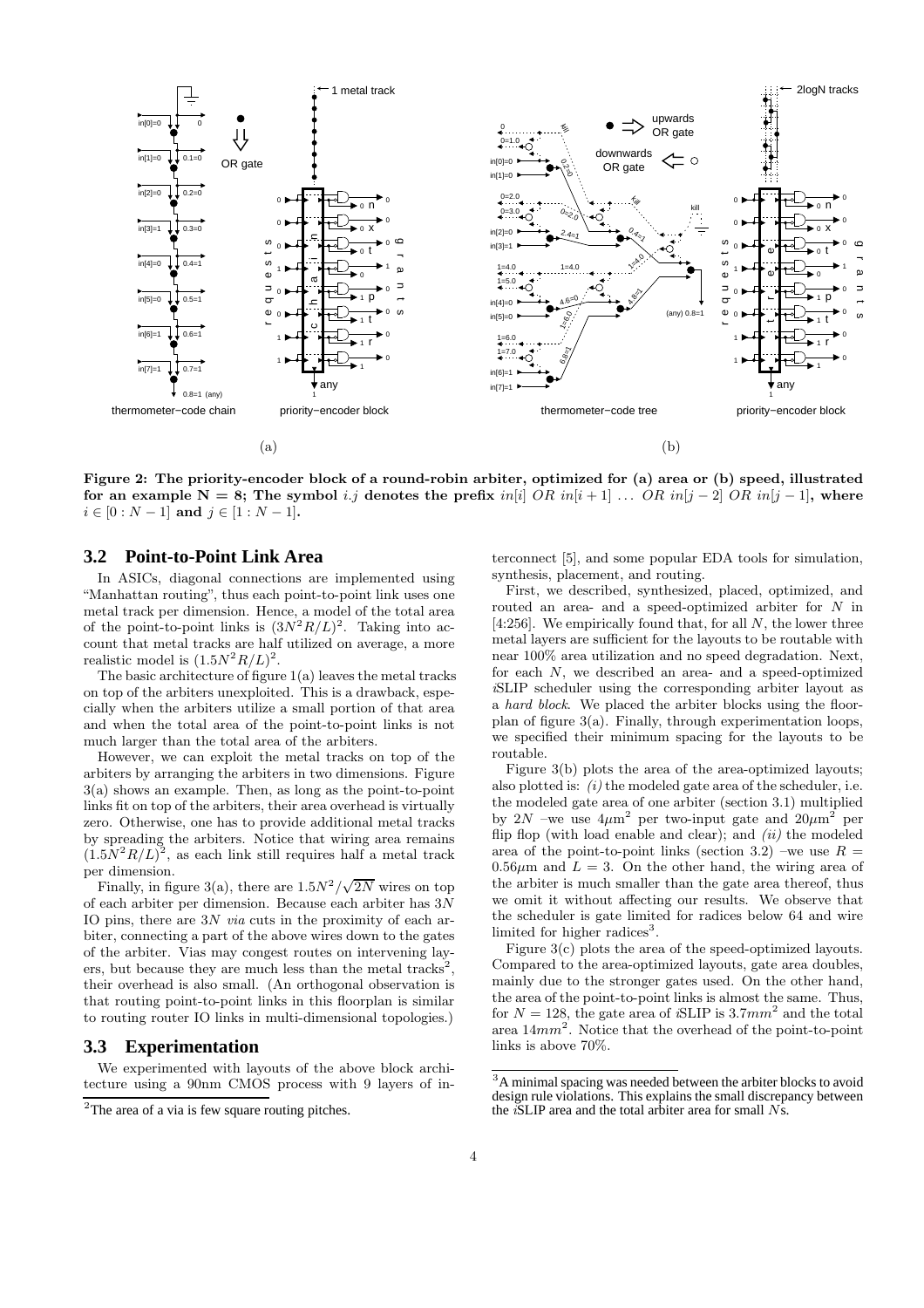**Figure 2: The priority-encoder block of a round-robin arbiter, optimized for (a) area or (b) speed, illustrated for an example N = 8; The symbol $i.j$ denotes the prefix $in[i]$ $OR$ $in[i+1]$ $\ldots$ $OR$ $in[j-2]$ $OR$ $in[j-1]$, where $i \in [0 : N-1]$ and $j \in [1 : N-1]$.**

### 3.2 Point-to-Point Link Area

In ASICs, diagonal connections are implemented using "Manhattan routing", thus each point-to-point link uses one metal track per dimension. Hence, a model of the total area of the point-to-point links is $(3N^2R/L)^2$. Taking into account that metal tracks are half utilized on average, a more realistic model is $(1.5N^2R/L)^2$.

The basic architecture of figure 1(a) leaves the metal tracks on top of the arbiters unexploited. This is a drawback, especially when the arbiters utilize a small portion of that area and when the total area of the point-to-point links is not much larger than the total area of the arbiters.

However, we can exploit the metal tracks on top of the arbiters by arranging the arbiters in two dimensions. Figure 3(a) shows an example. Then, as long as the point-to-point links fit on top of the arbiters, their area overhead is virtually zero. Otherwise, one has to provide additional metal tracks by spreading the arbiters. Notice that wiring area remains $(1.5N^2R/L)^2$, as each link still requires half a metal track per dimension.

Finally, in figure 3(a), there are $1.5N^2/\sqrt{2N}$ wires on top of each arbiter per dimension. Because each arbiter has $3N$ IO pins, there are $3N$ *via* cuts in the proximity of each arbiter, connecting a part of the above wires down to the gates of the arbiter. Vias may congest routes on intervening layers, but because they are much less than the metal tracks[2], their overhead is also small. (An orthogonal observation is that routing point-to-point links in this floorplan is similar to routing router IO links in multi-dimensional topologies.)

### 3.3 Experimentation

We experimented with layouts of the above block architecture using a 90nm CMOS process with 9 layers of interconnect [5], and some popular EDA tools for simulation, synthesis, placement, and routing.

First, we described, synthesized, placed, optimized, and routed an area- and a speed-optimized arbiter for $N$ in [4:256]. We empirically found that, for all $N$, the lower three metal layers are sufficient for the layouts to be routable with near 100% area utilization and no speed degradation. Next, for each $N$, we described an area- and a speed-optimized *i*SLIP scheduler using the corresponding arbiter layout as a *hard block*. We placed the arbiter blocks using the floorplan of figure 3(a). Finally, through experimentation loops, we specified their minimum spacing for the layouts to be routable.

Figure 3(b) plots the area of the area-optimized layouts; also plotted is: *(i)* the modeled gate area of the scheduler, i.e. the modeled gate area of one arbiter (section 3.1) multiplied by $2N$ –we use $4\mu\text{m}^2$ per two-input gate and $20\mu\text{m}^2$ per flip flop (with load enable and clear); and *(ii)* the modeled area of the point-to-point links (section 3.2) –we use $R = 0.56\mu\text{m}$ and $L = 3$. On the other hand, the wiring area of the arbiter is much smaller than the gate area thereof, thus we omit it without affecting our results. We observe that the scheduler is gate limited for radices below 64 and wire limited for higher radices[3].

Figure 3(c) plots the area of the speed-optimized layouts. Compared to the area-optimized layouts, gate area doubles, mainly due to the stronger gates used. On the other hand, the area of the point-to-point links is almost the same. Thus, for $N = 128$, the gate area of *i*SLIP is $3.7mm^2$ and the total area $14mm^2$. Notice that the overhead of the point-to-point links is above 70%.

---

[2] The area of a via is few square routing pitches.

[3] A minimal spacing was needed between the arbiter blocks to avoid design rule violations. This explains the small discrepancy between the *i*SLIP area and the total arbiter area for small $N$s.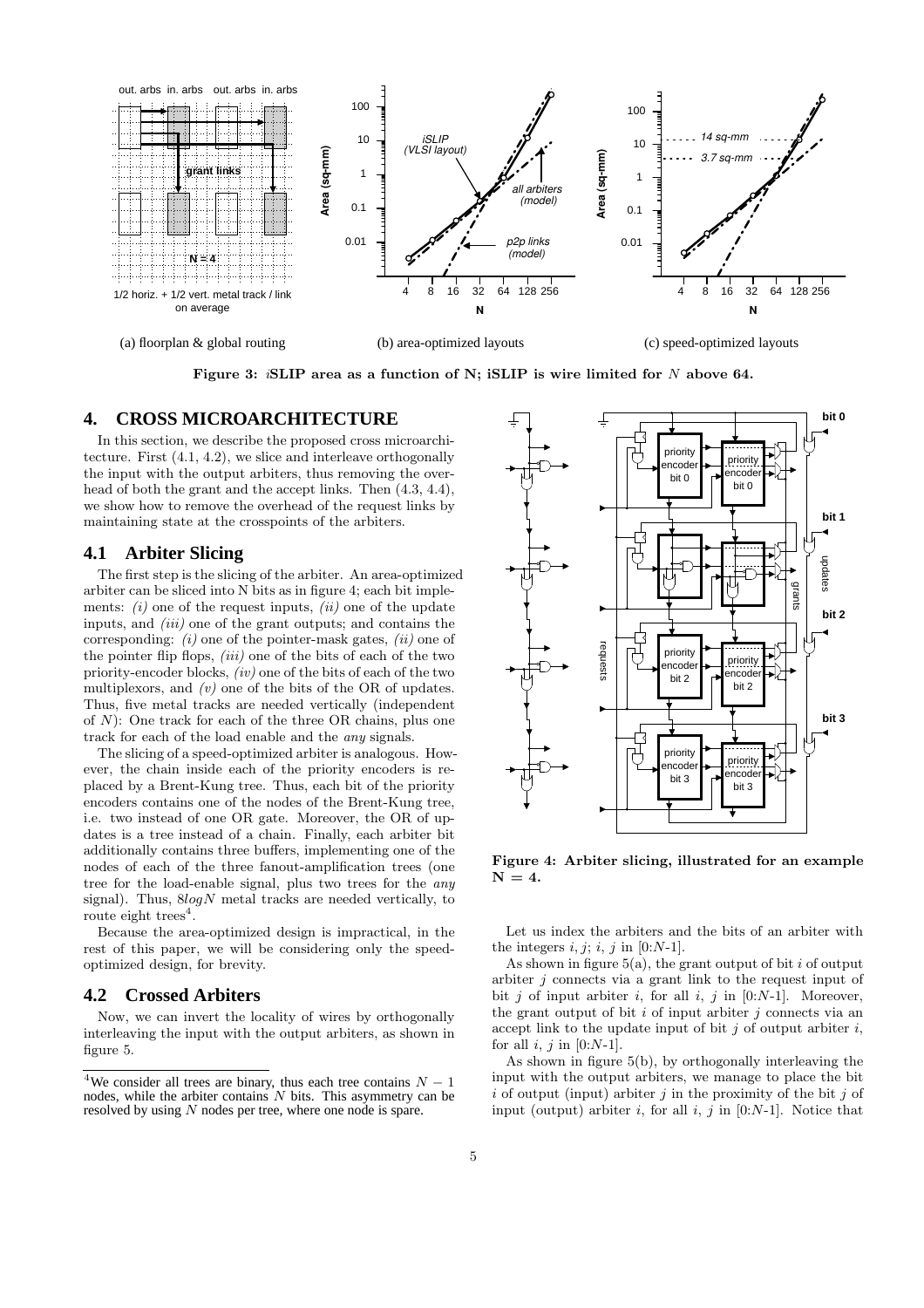(a) floorplan & global routing (b) area-optimized layouts (c) speed-optimized layouts

**Figure 3: *i*SLIP area as a function of N; iSLIP is wire limited for $N$ above 64.**

## 4. CROSS MICROARCHITECTURE

In this section, we describe the proposed cross microarchitecture. First (4.1, 4.2), we slice and interleave orthogonally the input with the output arbiters, thus removing the overhead of both the grant and the accept links. Then (4.3, 4.4), we show how to remove the overhead of the request links by maintaining state at the crosspoints of the arbiters.

### 4.1 Arbiter Slicing

The first step is the slicing of the arbiter. An area-optimized arbiter can be sliced into N bits as in figure 4; each bit implements: *(i)* one of the request inputs, *(ii)* one of the update inputs, and *(iii)* one of the grant outputs; and contains the corresponding: *(i)* one of the pointer-mask gates, *(ii)* one of the pointer flip flops, *(iii)* one of the bits of each of the two priority-encoder blocks, *(iv)* one of the bits of each of the two multiplexors, and *(v)* one of the bits of the OR of updates. Thus, five metal tracks are needed vertically (independent of $N$): One track for each of the three OR chains, plus one track for each of the load enable and the *any* signals.

The slicing of a speed-optimized arbiter is analogous. However, the chain inside each of the priority encoders is replaced by a Brent-Kung tree. Thus, each bit of the priority encoders contains one of the nodes of the Brent-Kung tree, i.e. two instead of one OR gate. Moreover, the OR of updates is a tree instead of a chain. Finally, each arbiter bit additionally contains three buffers, implementing one of the nodes of each of the three fanout-amplification trees (one tree for the load-enable signal, plus two trees for the *any* signal). Thus, $8 log N$ metal tracks are needed vertically, to route eight trees[4].

Because the area-optimized design is impractical, in the rest of this paper, we will be considering only the speed-optimized design, for brevity.

### 4.2 Crossed Arbiters

Now, we can invert the locality of wires by orthogonally interleaving the input with the output arbiters, as shown in figure 5.

[4]We consider all trees are binary, thus each tree contains $N-1$ nodes, while the arbiter contains $N$ bits. This asymmetry can be resolved by using $N$ nodes per tree, where one node is spare.

**Figure 4: Arbiter slicing, illustrated for an example $N = 4$.**

Let us index the arbiters and the bits of an arbiter with the integers $i, j$; $i$, $j$ in [0:$N$-1].

As shown in figure 5(a), the grant output of bit $i$ of output arbiter $j$ connects via a grant link to the request input of bit $j$ of input arbiter $i$, for all $i$, $j$ in [0:$N$-1]. Moreover, the grant output of bit $i$ of input arbiter $j$ connects via an accept link to the update input of bit $j$ of output arbiter $i$, for all $i$, $j$ in [0:$N$-1].

As shown in figure 5(b), by orthogonally interleaving the input with the output arbiters, we manage to place the bit $i$ of output (input) arbiter $j$ in the proximity of the bit $j$ of input (output) arbiter $i$, for all $i$, $j$ in [0:$N$-1]. Notice that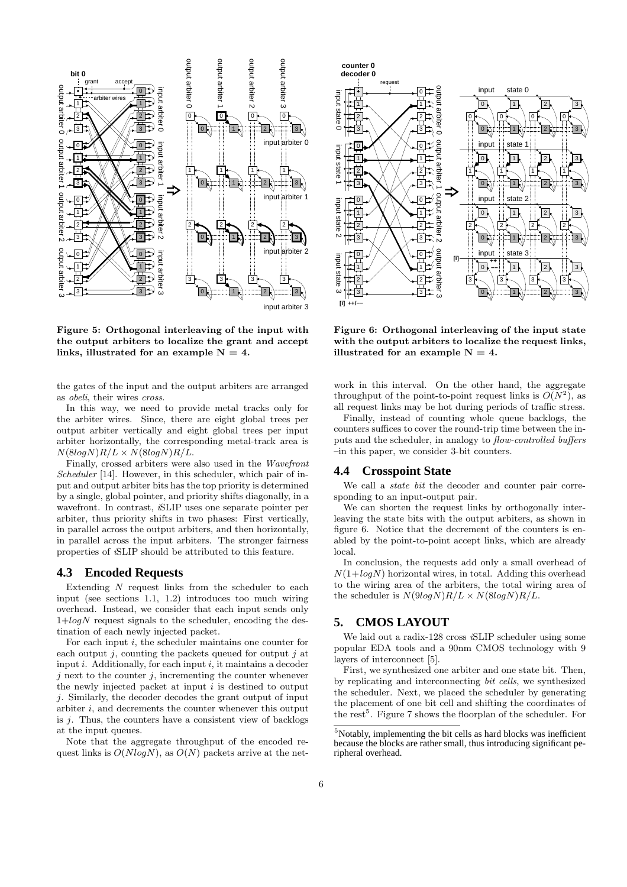Figure 5: Orthogonal interleaving of the input with the output arbiters to localize the grant and accept links, illustrated for an example N = 4.

Figure 6: Orthogonal interleaving of the input state with the output arbiters to localize the request links, illustrated for an example N = 4.

the gates of the input and the output arbiters are arranged as *obeli*, their wires *cross*.

In this way, we need to provide metal tracks only for the arbiter wires. Since, there are eight global trees per output arbiter vertically and eight global trees per input arbiter horizontally, the corresponding metal-track area is $N(8logN)R/L \times N(8logN)R/L$.

Finally, crossed arbiters were also used in the *Wavefront Scheduler* [14]. However, in this scheduler, which pair of input and output arbiter bits has the top priority is determined by a single, global pointer, and priority shifts diagonally, in a wavefront. In contrast, *i*SLIP uses one separate pointer per arbiter, thus priority shifts in two phases: First vertically, in parallel across the output arbiters, and then horizontally, in parallel across the input arbiters. The stronger fairness properties of *i*SLIP should be attributed to this feature.

## 4.3 Encoded Requests

Extending $N$ request links from the scheduler to each input (see sections 1.1, 1.2) introduces too much wiring overhead. Instead, we consider that each input sends only $1{+}logN$ request signals to the scheduler, encoding the destination of each newly injected packet.

For each input $i$, the scheduler maintains one counter for each output $j$, counting the packets queued for output $j$ at input $i$. Additionally, for each input $i$, it maintains a decoder $j$ next to the counter $j$, incrementing the counter whenever the newly injected packet at input $i$ is destined to output $j$. Similarly, the decoder decodes the grant output of input arbiter $i$, and decrements the counter whenever this output is $j$. Thus, the counters have a consistent view of backlogs at the input queues.

Note that the aggregate throughput of the encoded request links is $O(NlogN)$, as $O(N)$ packets arrive at the network in this interval. On the other hand, the aggregate throughput of the point-to-point request links is $O(N^2)$, as all request links may be hot during periods of traffic stress.

Finally, instead of counting whole queue backlogs, the counters suffices to cover the round-trip time between the inputs and the scheduler, in analogy to *flow-controlled buffers* –in this paper, we consider 3-bit counters.

## 4.4 Crosspoint State

We call a *state bit* the decoder and counter pair corresponding to an input-output pair.

We can shorten the request links by orthogonally interleaving the state bits with the output arbiters, as shown in figure 6. Notice that the decrement of the counters is enabled by the point-to-point accept links, which are already local.

In conclusion, the requests add only a small overhead of $N(1{+}logN)$ horizontal wires, in total. Adding this overhead to the wiring area of the arbiters, the total wiring area of the scheduler is $N(9logN)R/L \times N(8logN)R/L$.

# 5. CMOS LAYOUT

We laid out a radix-128 cross *i*SLIP scheduler using some popular EDA tools and a 90nm CMOS technology with 9 layers of interconnect [5].

First, we synthesized one arbiter and one state bit. Then, by replicating and interconnecting *bit cells*, we synthesized the scheduler. Next, we placed the scheduler by generating the placement of one bit cell and shifting the coordinates of the rest[5]. Figure 7 shows the floorplan of the scheduler. For

[5]Notably, implementing the bit cells as hard blocks was inefficient because the blocks are rather small, thus introducing significant peripheral overhead.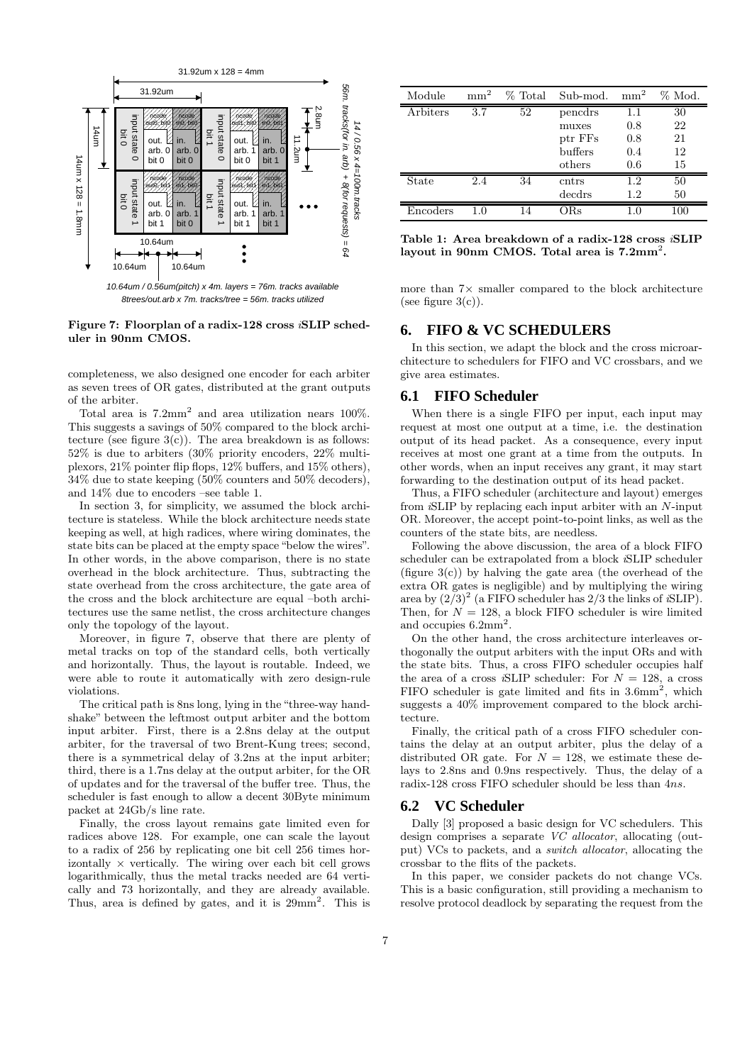Figure 7: Floorplan of a radix-128 cross *i*SLIP scheduler in 90nm CMOS.

completeness, we also designed one encoder for each arbiter as seven trees of OR gates, distributed at the grant outputs of the arbiter.

Total area is 7.2mm$^2$ and area utilization nears 100%. This suggests a savings of 50% compared to the block architecture (see figure 3(c)). The area breakdown is as follows: 52% is due to arbiters (30% priority encoders, 22% multiplexors, 21% pointer flip flops, 12% buffers, and 15% others), 34% due to state keeping (50% counters and 50% decoders), and 14% due to encoders –see table 1.

In section 3, for simplicity, we assumed the block architecture is stateless. While the block architecture needs state keeping as well, at high radices, where wiring dominates, the state bits can be placed at the empty space "below the wires". In other words, in the above comparison, there is no state overhead in the block architecture. Thus, subtracting the state overhead from the cross architecture, the gate area of the cross and the block architecture are equal –both architectures use the same netlist, the cross architecture changes only the topology of the layout.

Moreover, in figure 7, observe that there are plenty of metal tracks on top of the standard cells, both vertically and horizontally. Thus, the layout is routable. Indeed, we were able to route it automatically with zero design-rule violations.

The critical path is 8ns long, lying in the "three-way handshake" between the leftmost output arbiter and the bottom input arbiter. First, there is a 2.8ns delay at the output arbiter, for the traversal of two Brent-Kung trees; second, there is a symmetrical delay of 3.2ns at the input arbiter; third, there is a 1.7ns delay at the output arbiter, for the OR of updates and for the traversal of the buffer tree. Thus, the scheduler is fast enough to allow a decent 30Byte minimum packet at 24Gb/s line rate.

Finally, the cross layout remains gate limited even for radices above 128. For example, one can scale the layout to a radix of 256 by replicating one bit cell 256 times horizontally × vertically. The wiring over each bit cell grows logarithmically, thus the metal tracks needed are 64 vertically and 73 horizontally, and they are already available. Thus, area is defined by gates, and it is 29mm$^2$. This is more than 7× smaller compared to the block architecture (see figure 3(c)).

| Module | mm$^2$ | % Total | Sub-mod. | mm$^2$ | % Mod. |
|---|---|---|---|---|---|
| Arbiters | 3.7 | 52 | pencdrs | 1.1 | 30 |
| | | | muxes | 0.8 | 22 |
| | | | ptr FFs | 0.8 | 21 |
| | | | buffers | 0.4 | 12 |
| | | | others | 0.6 | 15 |
| State | 2.4 | 34 | cntrs | 1.2 | 50 |
| | | | decdrs | 1.2 | 50 |
| Encoders | 1.0 | 14 | ORs | 1.0 | 100 |

**Table 1: Area breakdown of a radix-128 cross *i*SLIP layout in 90nm CMOS. Total area is 7.2mm$^2$.**

## 6. FIFO & VC SCHEDULERS

In this section, we adapt the block and the cross microarchitecture to schedulers for FIFO and VC crossbars, and we give area estimates.

### 6.1 FIFO Scheduler

When there is a single FIFO per input, each input may request at most one output at a time, i.e. the destination output of its head packet. As a consequence, every input receives at most one grant at a time from the outputs. In other words, when an input receives any grant, it may start forwarding to the destination output of its head packet.

Thus, a FIFO scheduler (architecture and layout) emerges from *i*SLIP by replacing each input arbiter with an $N$-input OR. Moreover, the accept point-to-point links, as well as the counters of the state bits, are needless.

Following the above discussion, the area of a block FIFO scheduler can be extrapolated from a block *i*SLIP scheduler (figure 3(c)) by halving the gate area (the overhead of the extra OR gates is negligible) and by multiplying the wiring area by $(2/3)^2$ (a FIFO scheduler has 2/3 the links of *i*SLIP). Then, for $N = 128$, a block FIFO scheduler is wire limited and occupies 6.2mm$^2$.

On the other hand, the cross architecture interleaves orthogonally the output arbiters with the input ORs and with the state bits. Thus, a cross FIFO scheduler occupies half the area of a cross *i*SLIP scheduler: For $N = 128$, a cross FIFO scheduler is gate limited and fits in 3.6mm$^2$, which suggests a 40% improvement compared to the block architecture.

Finally, the critical path of a cross FIFO scheduler contains the delay at an output arbiter, plus the delay of a distributed OR gate. For $N = 128$, we estimate these delays to 2.8ns and 0.9ns respectively. Thus, the delay of a radix-128 cross FIFO scheduler should be less than *4ns*.

### 6.2 VC Scheduler

Dally [3] proposed a basic design for VC schedulers. This design comprises a separate *VC allocator*, allocating (output) VCs to packets, and a *switch allocator*, allocating the crossbar to the flits of the packets.

In this paper, we consider packets do not change VCs. This is a basic configuration, still providing a mechanism to resolve protocol deadlock by separating the request from the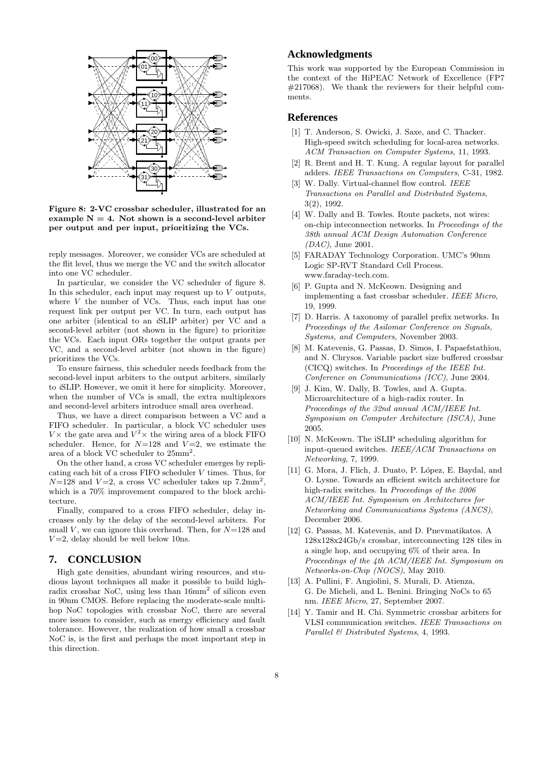Figure 8: 2-VC crossbar scheduler, illustrated for an example $N = 4$. Not shown is a second-level arbiter per output and per input, prioritizing the VCs.

reply messages. Moreover, we consider VCs are scheduled at the flit level, thus we merge the VC and the switch allocator into one VC scheduler.

In particular, we consider the VC scheduler of figure 8. In this scheduler, each input may request up to $V$ outputs, where $V$ the number of VCs. Thus, each input has one request link per output per VC. In turn, each output has one arbiter (identical to an *i*SLIP arbiter) per VC and a second-level arbiter (not shown in the figure) to prioritize the VCs. Each input ORs together the output grants per VC, and a second-level arbiter (not shown in the figure) prioritizes the VCs.

To ensure fairness, this scheduler needs feedback from the second-level input arbiters to the output arbiters, similarly to *i*SLIP. However, we omit it here for simplicity. Moreover, when the number of VCs is small, the extra multiplexors and second-level arbiters introduce small area overhead.

Thus, we have a direct comparison between a VC and a FIFO scheduler. In particular, a block VC scheduler uses $V\times$ the gate area and $V^2\times$ the wiring area of a block FIFO scheduler. Hence, for $N$=128 and $V$=2, we estimate the area of a block VC scheduler to 25mm$^2$.

On the other hand, a cross VC scheduler emerges by replicating each bit of a cross FIFO scheduler $V$ times. Thus, for $N$=128 and $V$=2, a cross VC scheduler takes up 7.2mm$^2$, which is a 70% improvement compared to the block architecture.

Finally, compared to a cross FIFO scheduler, delay increases only by the delay of the second-level arbiters. For small $V$, we can ignore this overhead. Then, for $N$=128 and $V$=2, delay should be well below 10ns.

# 7. CONCLUSION

High gate densities, abundant wiring resources, and studious layout techniques all make it possible to build high-radix crossbar NoC, using less than 16mm$^2$ of silicon even in 90nm CMOS. Before replacing the moderate-scale multi-hop NoC topologies with crossbar NoC, there are several more issues to consider, such as energy efficiency and fault tolerance. However, the realization of how small a crossbar NoC is, is the first and perhaps the most important step in this direction.

## Acknowledgments

This work was supported by the European Commission in the context of the HiPEAC Network of Excellence (FP7 #217068). We thank the reviewers for their helpful comments.

## References

[1] T. Anderson, S. Owicki, J. Saxe, and C. Thacker. High-speed switch scheduling for local-area networks. *ACM Transaction on Computer Systems*, 11, 1993.

[2] R. Brent and H. T. Kung. A regular layout for parallel adders. *IEEE Transactions on Computers*, C-31, 1982.

[3] W. Dally. Virtual-channel flow control. *IEEE Transactions on Parallel and Distributed Systems*, 3(2), 1992.

[4] W. Dally and B. Towles. Route packets, not wires: on-chip inteconnection networks. In *Proceedings of the 38th annual ACM Design Automation Conference (DAC)*, June 2001.

[5] FARADAY Technology Corporation. UMC's 90nm Logic SP-RVT Standard Cell Process. www.faraday-tech.com.

[6] P. Gupta and N. McKeown. Designing and implementing a fast crossbar scheduler. *IEEE Micro*, 19, 1999.

[7] D. Harris. A taxonomy of parallel prefix networks. In *Proceedings of the Asilomar Conference on Signals, Systems, and Computers*, November 2003.

[8] M. Katevenis, G. Passas, D. Simos, I. Papaefstathiou, and N. Chrysos. Variable packet size buffered crossbar (CICQ) switches. In *Proceedings of the IEEE Int. Conference on Communications (ICC)*, June 2004.

[9] J. Kim, W. Dally, B. Towles, and A. Gupta. Microarchitecture of a high-radix router. In *Proceedings of the 32nd annual ACM/IEEE Int. Symposium on Computer Architecture (ISCA)*, June 2005.

[10] N. McKeown. The iSLIP scheduling algorithm for input-queued switches. *IEEE/ACM Transactions on Networking*, 7, 1999.

[11] G. Mora, J. Flich, J. Duato, P. López, E. Baydal, and O. Lysne. Towards an efficient switch architecture for high-radix switches. In *Proceedings of the 2006 ACM/IEEE Int. Symposium on Architectures for Networking and Communications Systems (ANCS)*, December 2006.

[12] G. Passas, M. Katevenis, and D. Pnevmatikatos. A 128x128x24Gb/s crossbar, interconnecting 128 tiles in a single hop, and occupying 6% of their area. In *Proceedings of the 4th ACM/IEEE Int. Symposium on Networks-on-Chip (NOCS)*, May 2010.

[13] A. Pullini, F. Angiolini, S. Murali, D. Atienza, G. De Micheli, and L. Benini. Bringing NoCs to 65 nm. *IEEE Micro*, 27, September 2007.

[14] Y. Tamir and H. Chi. Symmetric crossbar arbiters for VLSI communication switches. *IEEE Transactions on Parallel & Distributed Systems*, 4, 1993.